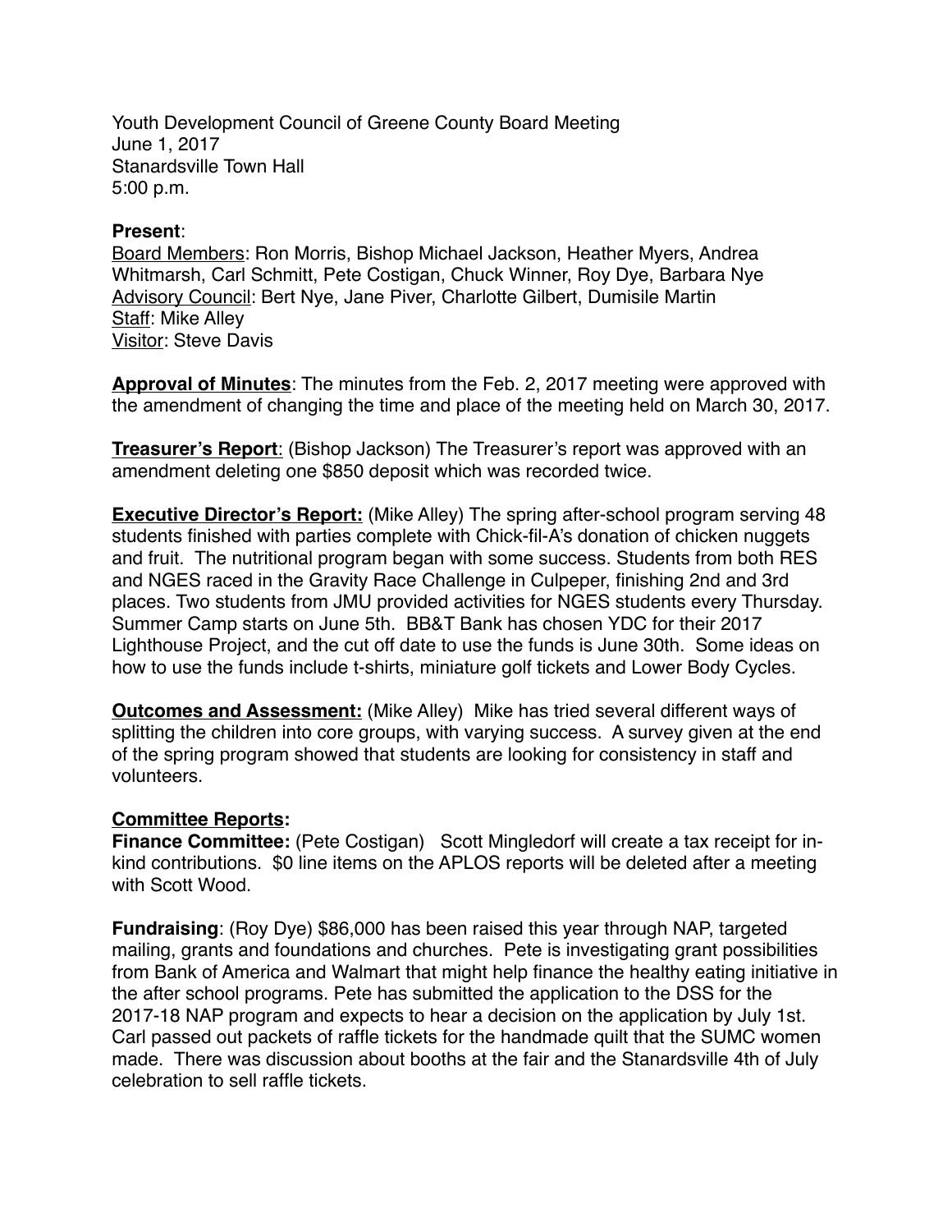Youth Development Council of Greene County Board Meeting
June 1, 2017
Stanardsville Town Hall
5:00 p.m.

**Present**:
Board Members: Ron Morris, Bishop Michael Jackson, Heather Myers, Andrea Whitmarsh, Carl Schmitt, Pete Costigan, Chuck Winner, Roy Dye, Barbara Nye
Advisory Council: Bert Nye, Jane Piver, Charlotte Gilbert, Dumisile Martin
Staff: Mike Alley
Visitor: Steve Davis

**Approval of Minutes**: The minutes from the Feb. 2, 2017 meeting were approved with the amendment of changing the time and place of the meeting held on March 30, 2017.

**Treasurer's Report**: (Bishop Jackson) The Treasurer's report was approved with an amendment deleting one $850 deposit which was recorded twice.

**Executive Director's Report:** (Mike Alley) The spring after-school program serving 48 students finished with parties complete with Chick-fil-A's donation of chicken nuggets and fruit. The nutritional program began with some success. Students from both RES and NGES raced in the Gravity Race Challenge in Culpeper, finishing 2nd and 3rd places. Two students from JMU provided activities for NGES students every Thursday. Summer Camp starts on June 5th. BB&T Bank has chosen YDC for their 2017 Lighthouse Project, and the cut off date to use the funds is June 30th. Some ideas on how to use the funds include t-shirts, miniature golf tickets and Lower Body Cycles.

**Outcomes and Assessment:** (Mike Alley) Mike has tried several different ways of splitting the children into core groups, with varying success. A survey given at the end of the spring program showed that students are looking for consistency in staff and volunteers.

**Committee Reports:**

**Finance Committee:** (Pete Costigan) Scott Mingledorf will create a tax receipt for in-kind contributions. $0 line items on the APLOS reports will be deleted after a meeting with Scott Wood.

**Fundraising**: (Roy Dye) $86,000 has been raised this year through NAP, targeted mailing, grants and foundations and churches. Pete is investigating grant possibilities from Bank of America and Walmart that might help finance the healthy eating initiative in the after school programs. Pete has submitted the application to the DSS for the 2017-18 NAP program and expects to hear a decision on the application by July 1st. Carl passed out packets of raffle tickets for the handmade quilt that the SUMC women made. There was discussion about booths at the fair and the Stanardsville 4th of July celebration to sell raffle tickets.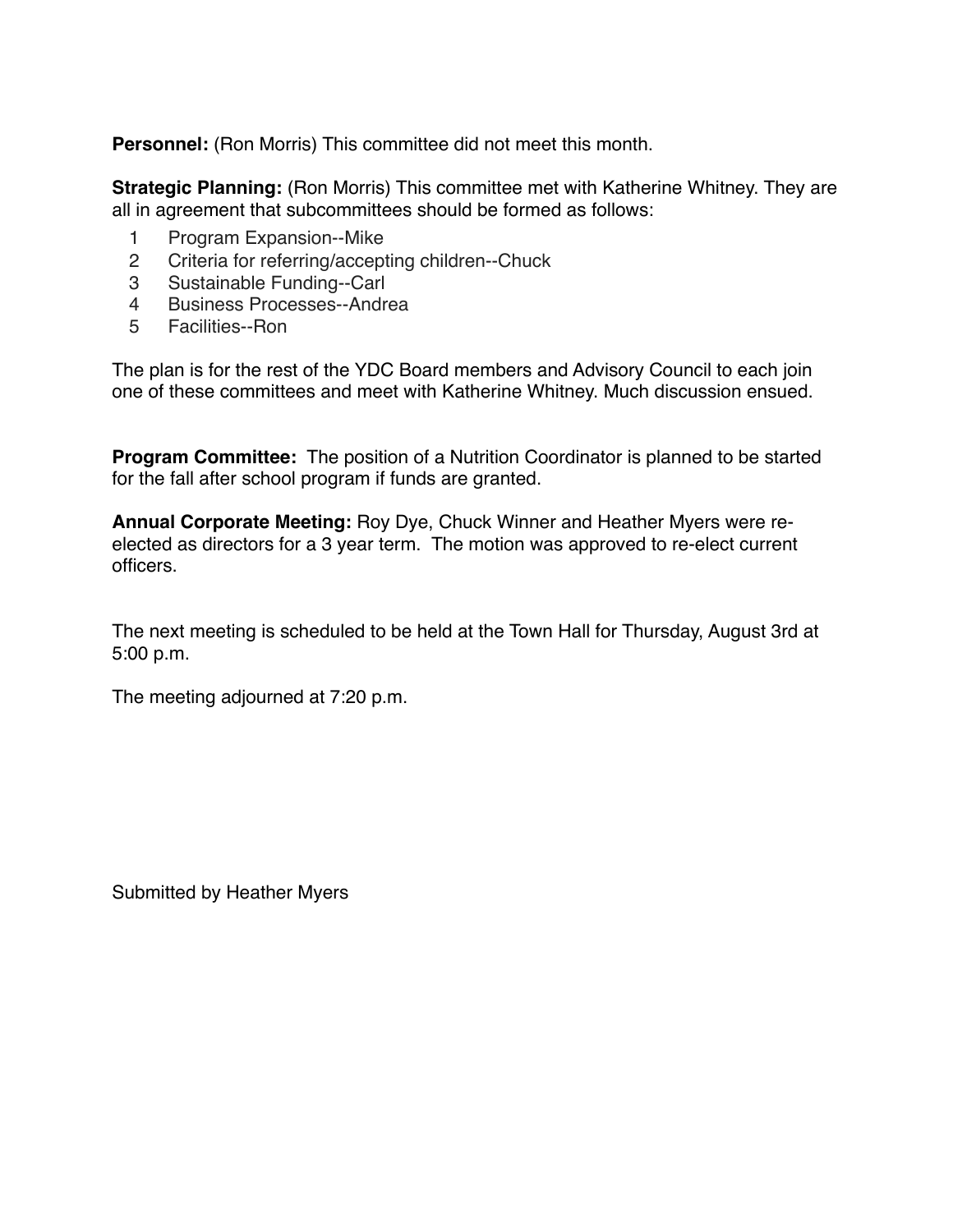**Personnel:** (Ron Morris) This committee did not meet this month.

**Strategic Planning:** (Ron Morris) This committee met with Katherine Whitney. They are all in agreement that subcommittees should be formed as follows:

1. Program Expansion--Mike
2. Criteria for referring/accepting children--Chuck
3. Sustainable Funding--Carl
4. Business Processes--Andrea
5. Facilities--Ron

The plan is for the rest of the YDC Board members and Advisory Council to each join one of these committees and meet with Katherine Whitney. Much discussion ensued.

**Program Committee:** The position of a Nutrition Coordinator is planned to be started for the fall after school program if funds are granted.

**Annual Corporate Meeting:** Roy Dye, Chuck Winner and Heather Myers were re-elected as directors for a 3 year term. The motion was approved to re-elect current officers.

The next meeting is scheduled to be held at the Town Hall for Thursday, August 3rd at 5:00 p.m.

The meeting adjourned at 7:20 p.m.

Submitted by Heather Myers